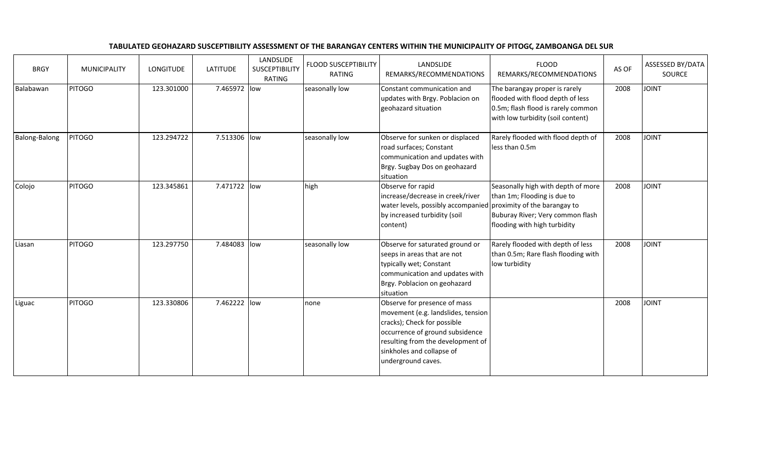**TABULATED GEOHAZARD SUSCEPTIBILITY ASSESSMENT OF THE BARANGAY CENTERS WITHIN THE MUNICIPALITY OF PITOGO, ZAMBOANGA DEL SUR**

| BRGY | MUNICIPALITY | LONGITUDE | LATITUDE | LANDSLIDE SUSCEPTIBILITY RATING | FLOOD SUSCEPTIBILITY RATING | LANDSLIDE REMARKS/RECOMMENDATIONS | FLOOD REMARKS/RECOMMENDATIONS | AS OF | ASSESSED BY/DATA SOURCE |
|---|---|---|---|---|---|---|---|---|---|
| Balabawan | PITOGO | 123.301000 | 7.465972 | low | seasonally low | Constant communication and updates with Brgy. Poblacion on geohazard situation | The barangay proper is rarely flooded with flood depth of less 0.5m; flash flood is rarely common with low turbidity (soil content) | 2008 | JOINT |
| Balong-Balong | PITOGO | 123.294722 | 7.513306 | low | seasonally low | Observe for sunken or displaced road surfaces; Constant communication and updates with Brgy. Sugbay Dos on geohazard situation | Rarely flooded with flood depth of less than 0.5m | 2008 | JOINT |
| Colojo | PITOGO | 123.345861 | 7.471722 | low | high | Observe for rapid increase/decrease in creek/river water levels, possibly accompanied by increased turbidity (soil content) | Seasonally high with depth of more than 1m; Flooding is due to proximity of the barangay to Buburay River; Very common flash flooding with high turbidity | 2008 | JOINT |
| Liasan | PITOGO | 123.297750 | 7.484083 | low | seasonally low | Observe for saturated ground or seeps in areas that are not typically wet; Constant communication and updates with Brgy. Poblacion on geohazard situation | Rarely flooded with depth of less than 0.5m; Rare flash flooding with low turbidity | 2008 | JOINT |
| Liguac | PITOGO | 123.330806 | 7.462222 | low | none | Observe for presence of mass movement (e.g. landslides, tension cracks); Check for possible occurrence of ground subsidence resulting from the development of sinkholes and collapse of underground caves. | | 2008 | JOINT |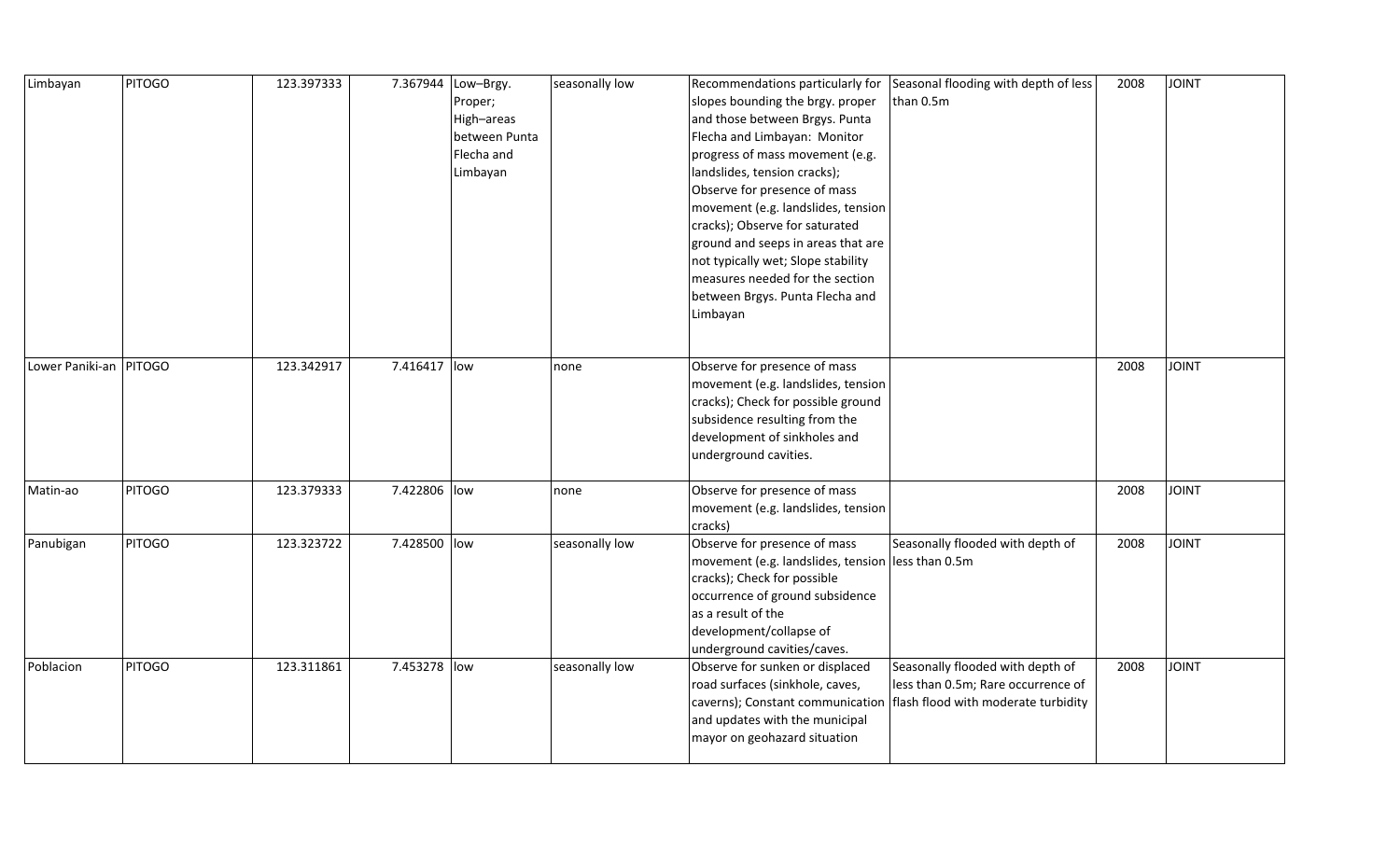| | | | | | | | | | |
|---|---|---|---|---|---|---|---|---|---|
| Limbayan | PITOGO | 123.397333 | 7.367944 | Low–Brgy. Proper; High–areas between Punta Flecha and Limbayan | seasonally low | Recommendations particularly for slopes bounding the brgy. proper and those between Brgys. Punta Flecha and Limbayan: Monitor progress of mass movement (e.g. landslides, tension cracks); Observe for presence of mass movement (e.g. landslides, tension cracks); Observe for saturated ground and seeps in areas that are not typically wet; Slope stability measures needed for the section between Brgys. Punta Flecha and Limbayan | Seasonal flooding with depth of less than 0.5m | 2008 | JOINT |
| Lower Paniki-an | PITOGO | 123.342917 | 7.416417 | low | none | Observe for presence of mass movement (e.g. landslides, tension cracks); Check for possible ground subsidence resulting from the development of sinkholes and underground cavities. | | 2008 | JOINT |
| Matin-ao | PITOGO | 123.379333 | 7.422806 | low | none | Observe for presence of mass movement (e.g. landslides, tension cracks) | | 2008 | JOINT |
| Panubigan | PITOGO | 123.323722 | 7.428500 | low | seasonally low | Observe for presence of mass movement (e.g. landslides, tension cracks); Check for possible occurrence of ground subsidence as a result of the development/collapse of underground cavities/caves. | Seasonally flooded with depth of less than 0.5m | 2008 | JOINT |
| Poblacion | PITOGO | 123.311861 | 7.453278 | low | seasonally low | Observe for sunken or displaced road surfaces (sinkhole, caves, caverns); Constant communication and updates with the municipal mayor on geohazard situation | Seasonally flooded with depth of less than 0.5m; Rare occurrence of flash flood with moderate turbidity | 2008 | JOINT |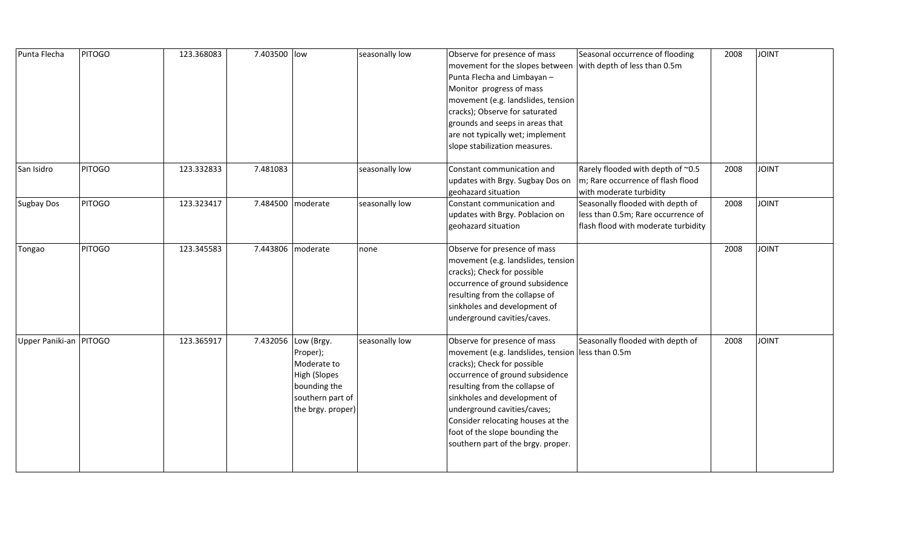| | | | | | | | | | |
|---|---|---|---|---|---|---|---|---|---|
| Punta Flecha | PITOGO | 123.368083 | 7.403500 | low | seasonally low | Observe for presence of mass movement for the slopes between Punta Flecha and Limbayan – Monitor progress of mass movement (e.g. landslides, tension cracks); Observe for saturated grounds and seeps in areas that are not typically wet; implement slope stabilization measures. | Seasonal occurrence of flooding with depth of less than 0.5m | 2008 | JOINT |
| San Isidro | PITOGO | 123.332833 | 7.481083 | | seasonally low | Constant communication and updates with Brgy. Sugbay Dos on geohazard situation | Rarely flooded with depth of ~0.5 m; Rare occurrence of flash flood with moderate turbidity | 2008 | JOINT |
| Sugbay Dos | PITOGO | 123.323417 | 7.484500 | moderate | seasonally low | Constant communication and updates with Brgy. Poblacion on geohazard situation | Seasonally flooded with depth of less than 0.5m; Rare occurrence of flash flood with moderate turbidity | 2008 | JOINT |
| Tongao | PITOGO | 123.345583 | 7.443806 | moderate | none | Observe for presence of mass movement (e.g. landslides, tension cracks); Check for possible occurrence of ground subsidence resulting from the collapse of sinkholes and development of underground cavities/caves. | | 2008 | JOINT |
| Upper Paniki-an | PITOGO | 123.365917 | 7.432056 | Low (Brgy. Proper); Moderate to High (Slopes bounding the southern part of the brgy. proper) | seasonally low | Observe for presence of mass movement (e.g. landslides, tension cracks); Check for possible occurrence of ground subsidence resulting from the collapse of sinkholes and development of underground cavities/caves; Consider relocating houses at the foot of the slope bounding the southern part of the brgy. proper. | Seasonally flooded with depth of less than 0.5m | 2008 | JOINT |